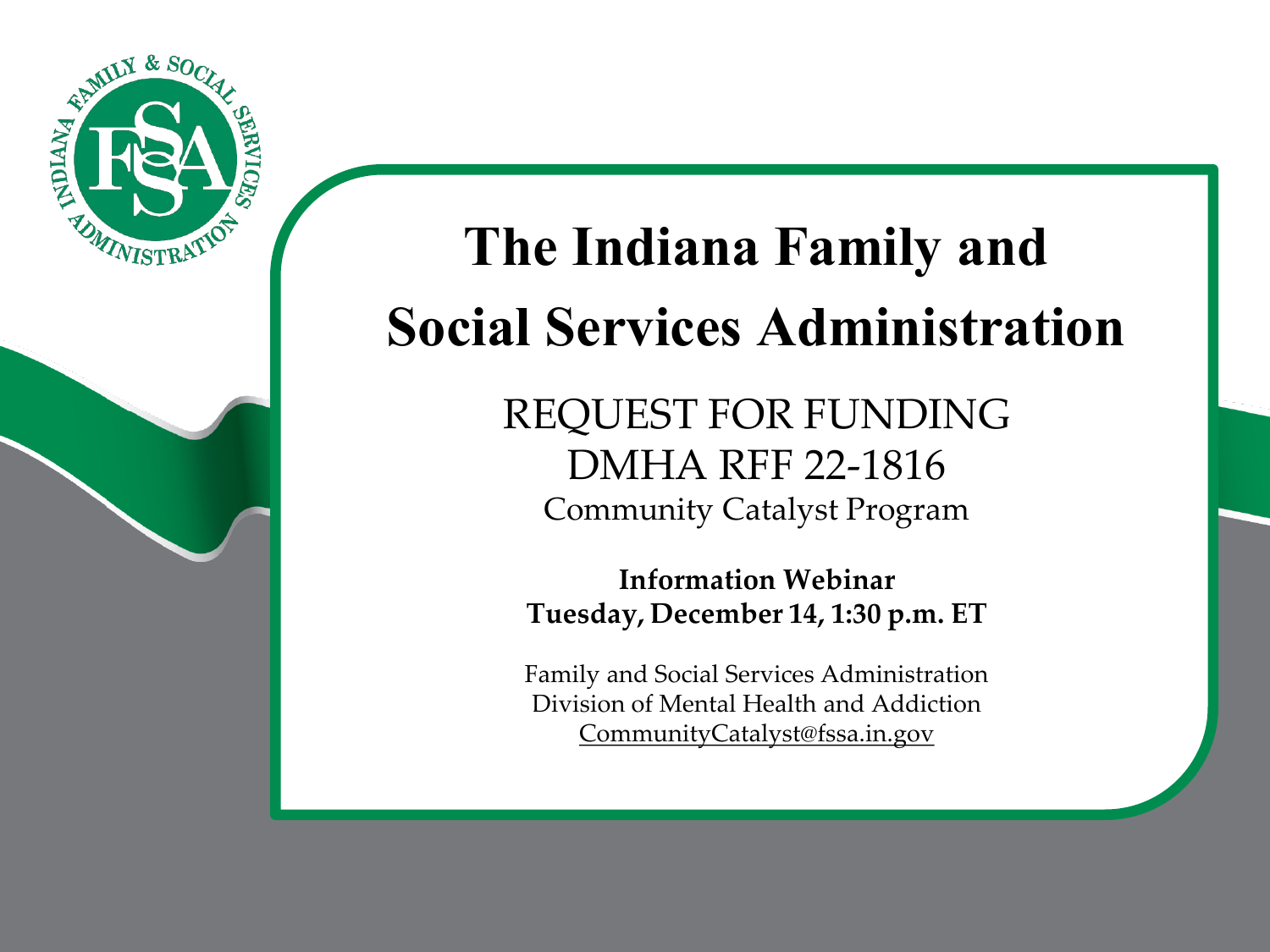# The Indiana Family and Social Services Administration

## REQUEST FOR FUNDING
## DMHA RFF 22-1816
### Community Catalyst Program

**Information Webinar**
**Tuesday, December 14, 1:30 p.m. ET**

Family and Social Services Administration
Division of Mental Health and Addiction
CommunityCatalyst@fssa.in.gov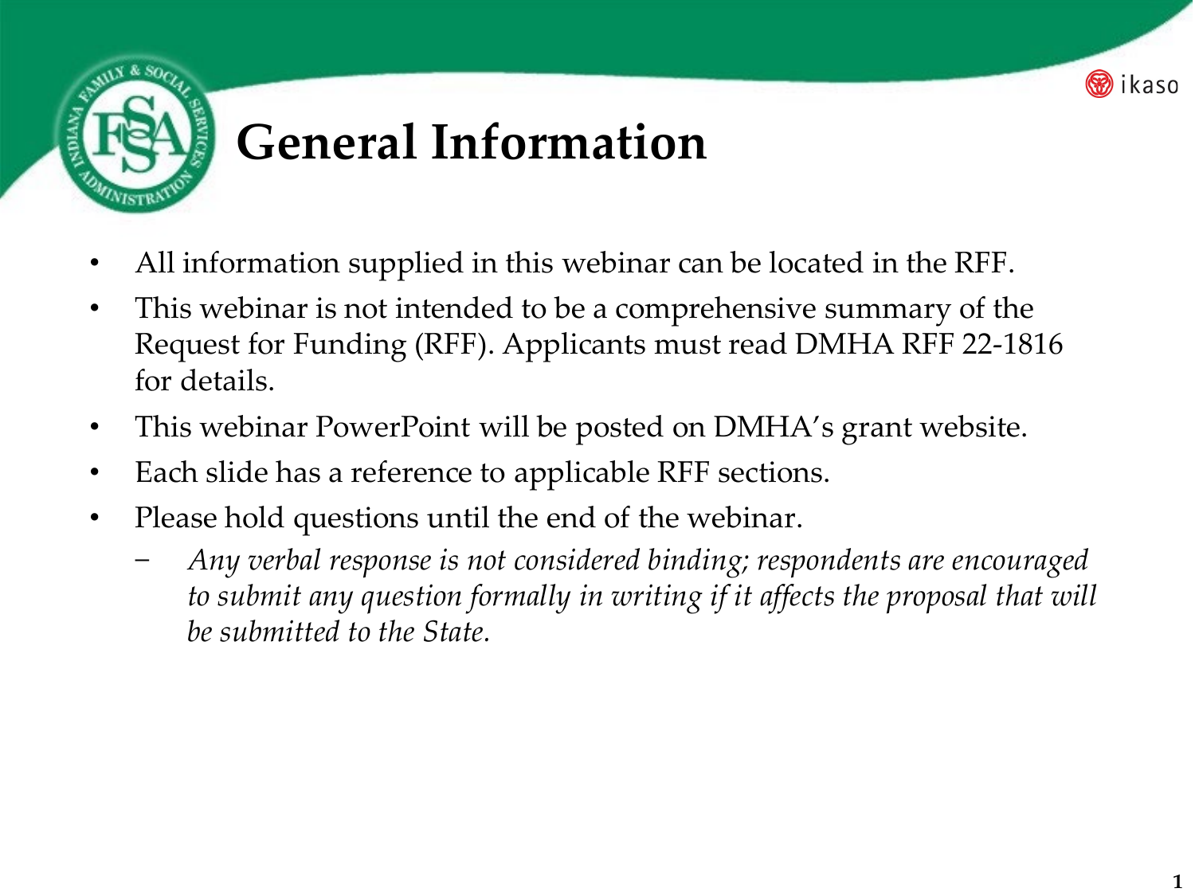# General Information

- All information supplied in this webinar can be located in the RFF.
- This webinar is not intended to be a comprehensive summary of the Request for Funding (RFF). Applicants must read DMHA RFF 22-1816 for details.
- This webinar PowerPoint will be posted on DMHA's grant website.
- Each slide has a reference to applicable RFF sections.
- Please hold questions until the end of the webinar.
  - *Any verbal response is not considered binding; respondents are encouraged to submit any question formally in writing if it affects the proposal that will be submitted to the State.*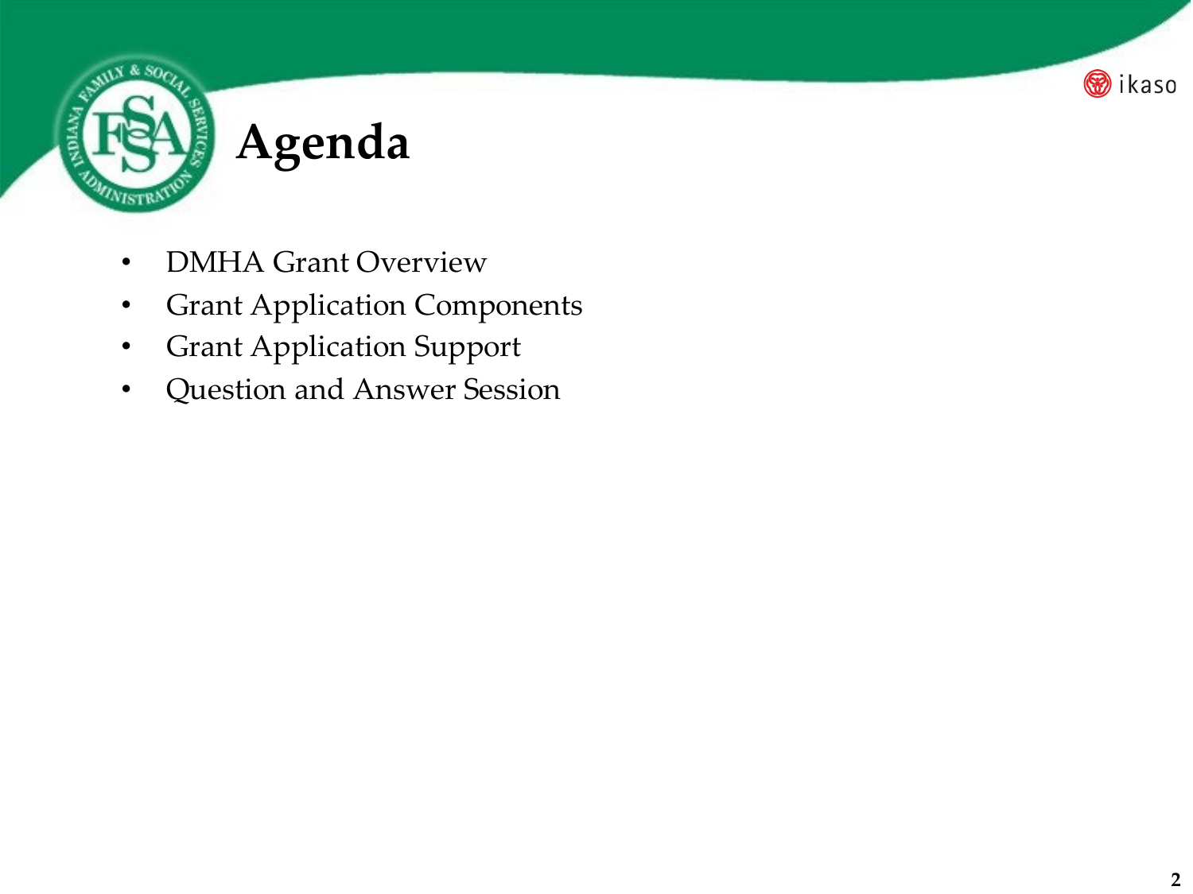# Agenda

- DMHA Grant Overview
- Grant Application Components
- Grant Application Support
- Question and Answer Session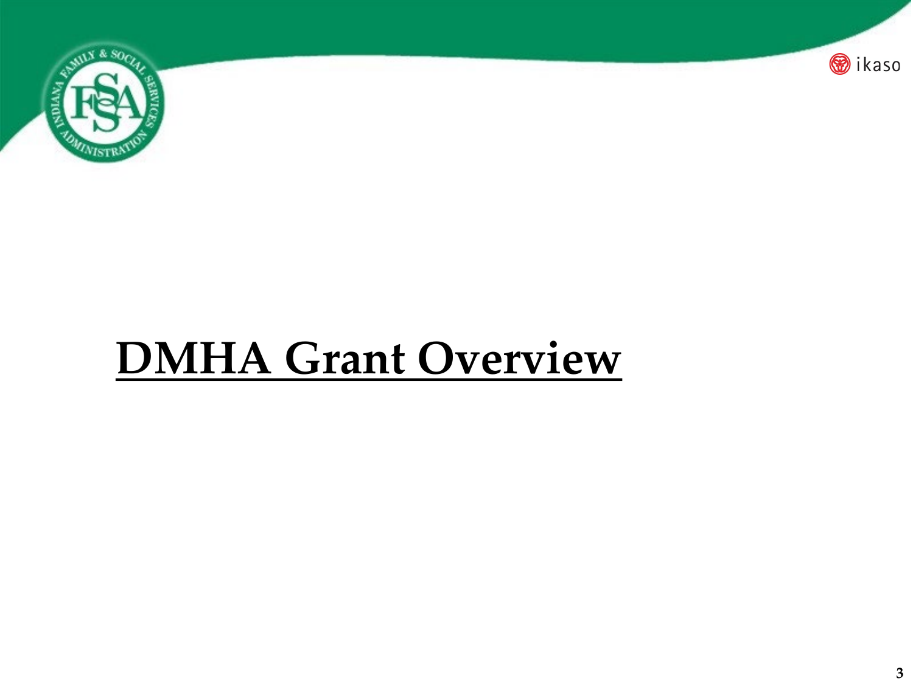# DMHA Grant Overview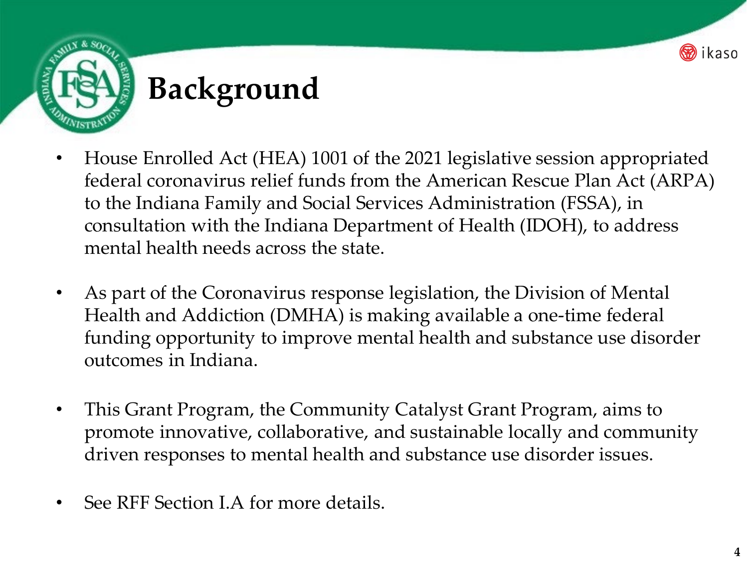# Background

- House Enrolled Act (HEA) 1001 of the 2021 legislative session appropriated federal coronavirus relief funds from the American Rescue Plan Act (ARPA) to the Indiana Family and Social Services Administration (FSSA), in consultation with the Indiana Department of Health (IDOH), to address mental health needs across the state.

- As part of the Coronavirus response legislation, the Division of Mental Health and Addiction (DMHA) is making available a one-time federal funding opportunity to improve mental health and substance use disorder outcomes in Indiana.

- This Grant Program, the Community Catalyst Grant Program, aims to promote innovative, collaborative, and sustainable locally and community driven responses to mental health and substance use disorder issues.

- See RFF Section I.A for more details.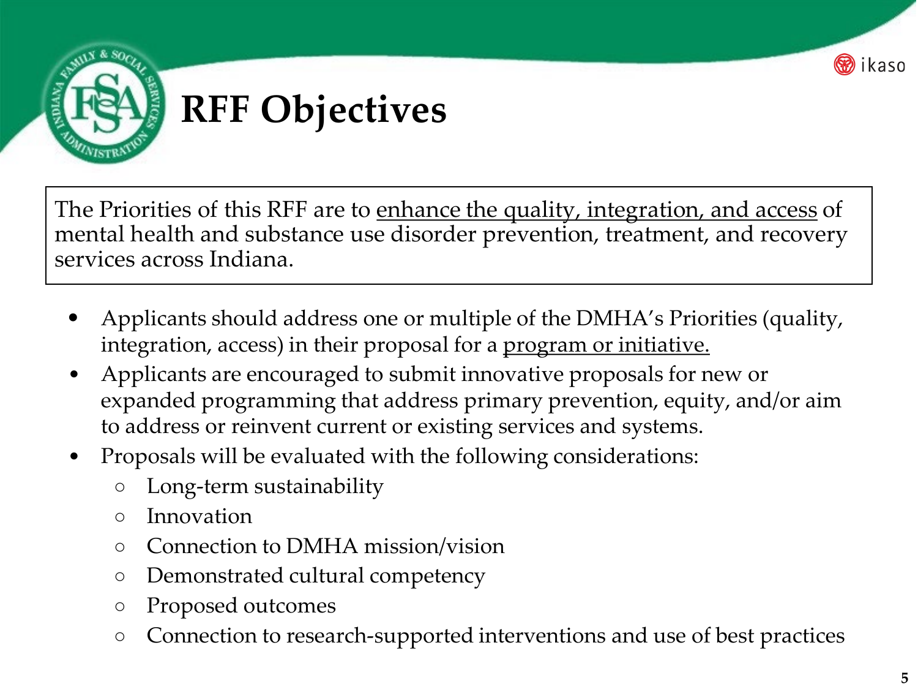# RFF Objectives

The Priorities of this RFF are to enhance the quality, integration, and access of mental health and substance use disorder prevention, treatment, and recovery services across Indiana.

- Applicants should address one or multiple of the DMHA's Priorities (quality, integration, access) in their proposal for a program or initiative.
- Applicants are encouraged to submit innovative proposals for new or expanded programming that address primary prevention, equity, and/or aim to address or reinvent current or existing services and systems.
- Proposals will be evaluated with the following considerations:
  - Long-term sustainability
  - Innovation
  - Connection to DMHA mission/vision
  - Demonstrated cultural competency
  - Proposed outcomes
  - Connection to research-supported interventions and use of best practices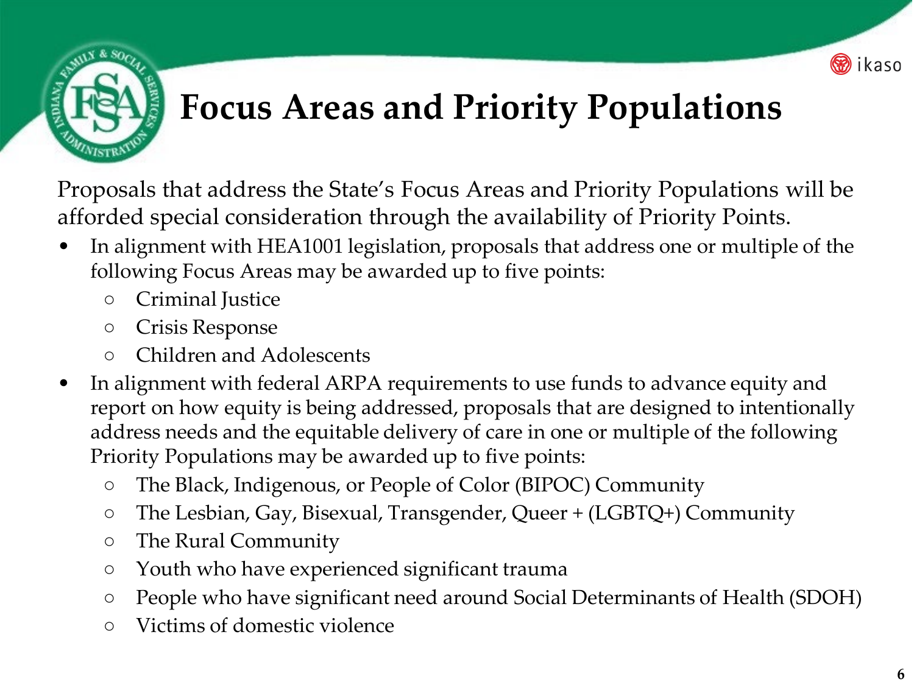# Focus Areas and Priority Populations

Proposals that address the State's Focus Areas and Priority Populations will be afforded special consideration through the availability of Priority Points.

- In alignment with HEA1001 legislation, proposals that address one or multiple of the following Focus Areas may be awarded up to five points:
  - Criminal Justice
  - Crisis Response
  - Children and Adolescents
- In alignment with federal ARPA requirements to use funds to advance equity and report on how equity is being addressed, proposals that are designed to intentionally address needs and the equitable delivery of care in one or multiple of the following Priority Populations may be awarded up to five points:
  - The Black, Indigenous, or People of Color (BIPOC) Community
  - The Lesbian, Gay, Bisexual, Transgender, Queer + (LGBTQ+) Community
  - The Rural Community
  - Youth who have experienced significant trauma
  - People who have significant need around Social Determinants of Health (SDOH)
  - Victims of domestic violence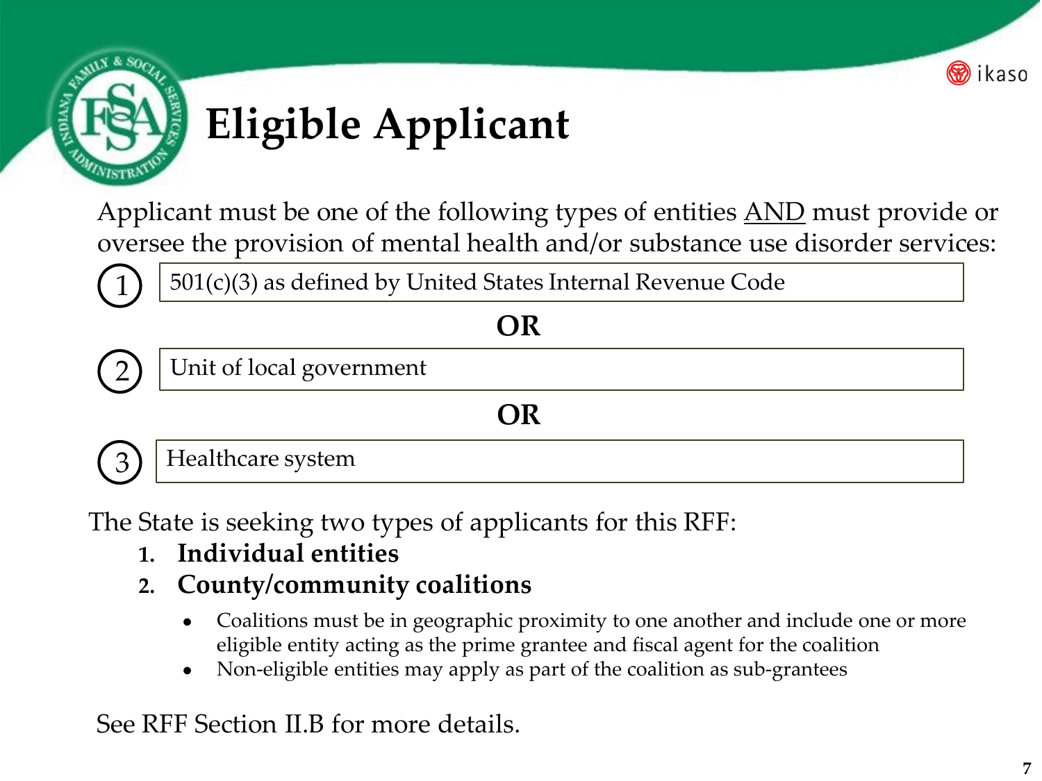# Eligible Applicant

Applicant must be one of the following types of entities AND must provide or oversee the provision of mental health and/or substance use disorder services:

1. 501(c)(3) as defined by United States Internal Revenue Code

**OR**

2. Unit of local government

**OR**

3. Healthcare system

The State is seeking two types of applicants for this RFF:

1. **Individual entities**
2. **County/community coalitions**
   - Coalitions must be in geographic proximity to one another and include one or more eligible entity acting as the prime grantee and fiscal agent for the coalition
   - Non-eligible entities may apply as part of the coalition as sub-grantees

See RFF Section II.B for more details.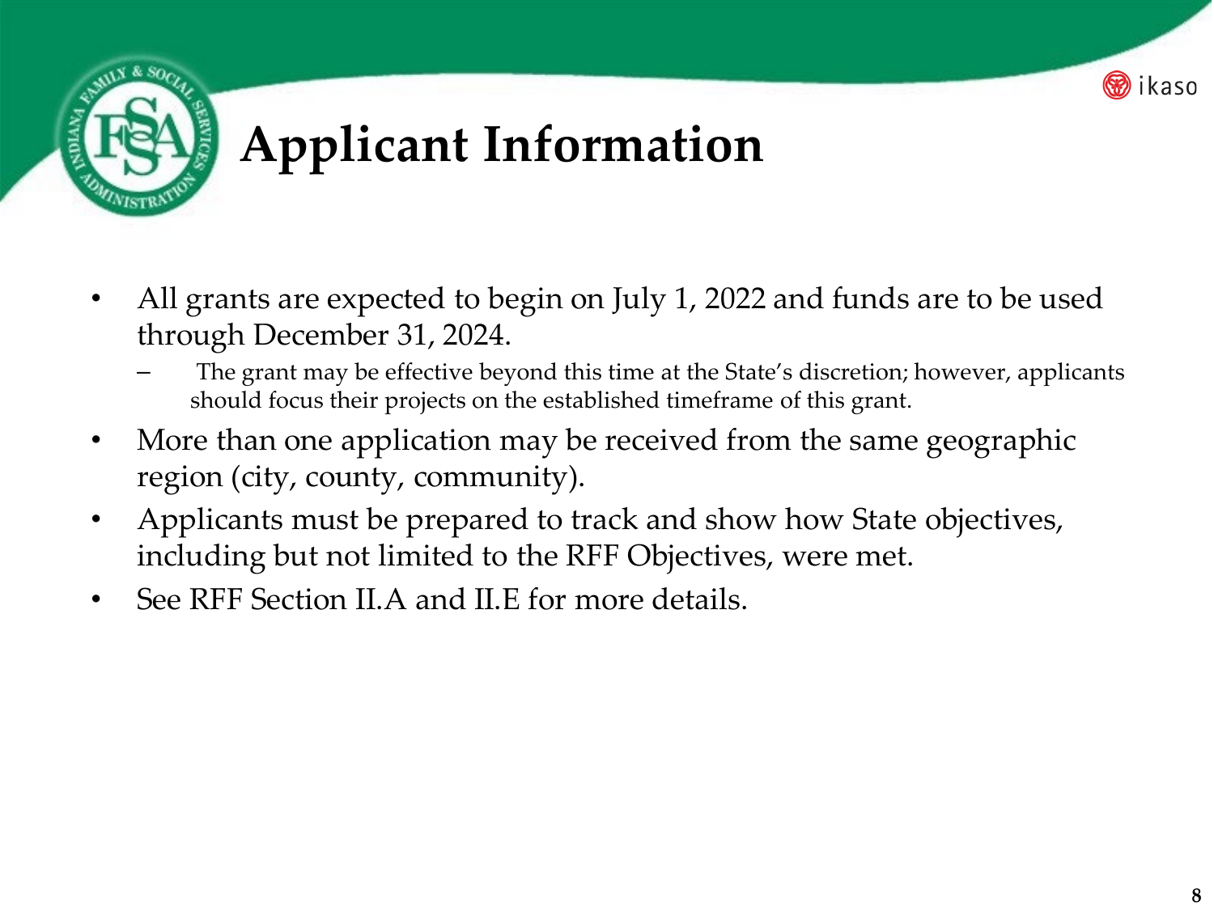# Applicant Information

- All grants are expected to begin on July 1, 2022 and funds are to be used through December 31, 2024.
  - The grant may be effective beyond this time at the State's discretion; however, applicants should focus their projects on the established timeframe of this grant.
- More than one application may be received from the same geographic region (city, county, community).
- Applicants must be prepared to track and show how State objectives, including but not limited to the RFF Objectives, were met.
- See RFF Section II.A and II.E for more details.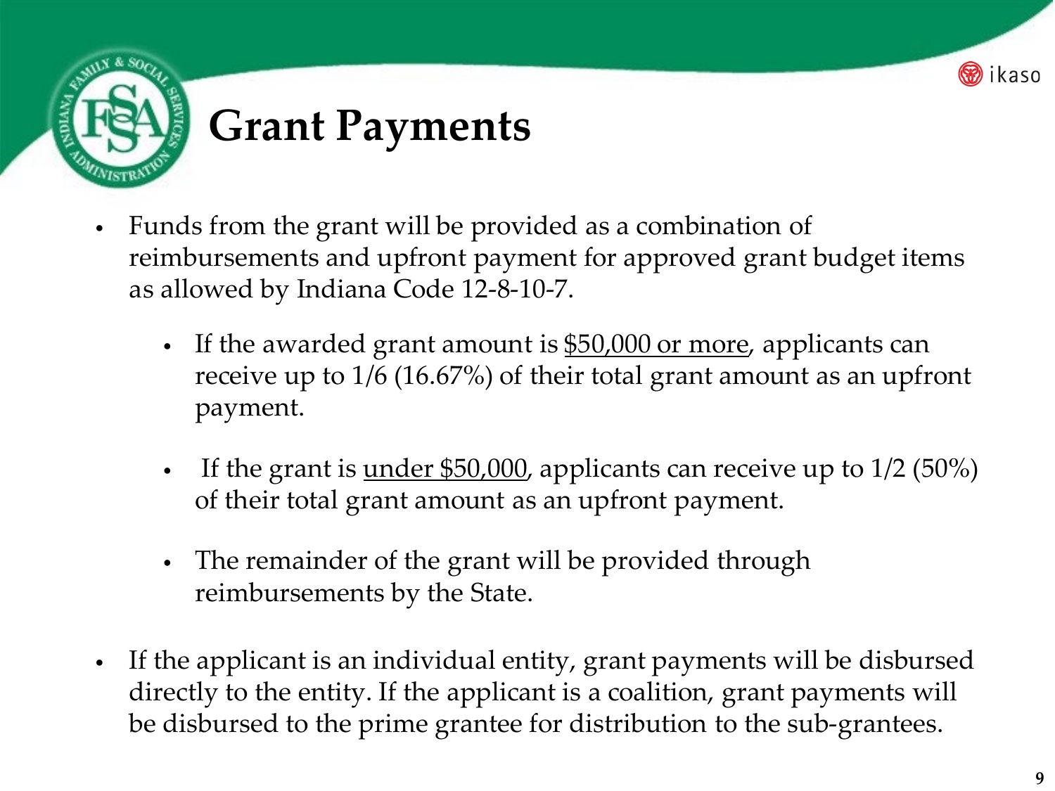# Grant Payments

- Funds from the grant will be provided as a combination of reimbursements and upfront payment for approved grant budget items as allowed by Indiana Code 12-8-10-7.
  - If the awarded grant amount is $50,000 or more, applicants can receive up to 1/6 (16.67%) of their total grant amount as an upfront payment.
  - If the grant is under $50,000, applicants can receive up to 1/2 (50%) of their total grant amount as an upfront payment.
  - The remainder of the grant will be provided through reimbursements by the State.
- If the applicant is an individual entity, grant payments will be disbursed directly to the entity. If the applicant is a coalition, grant payments will be disbursed to the prime grantee for distribution to the sub-grantees.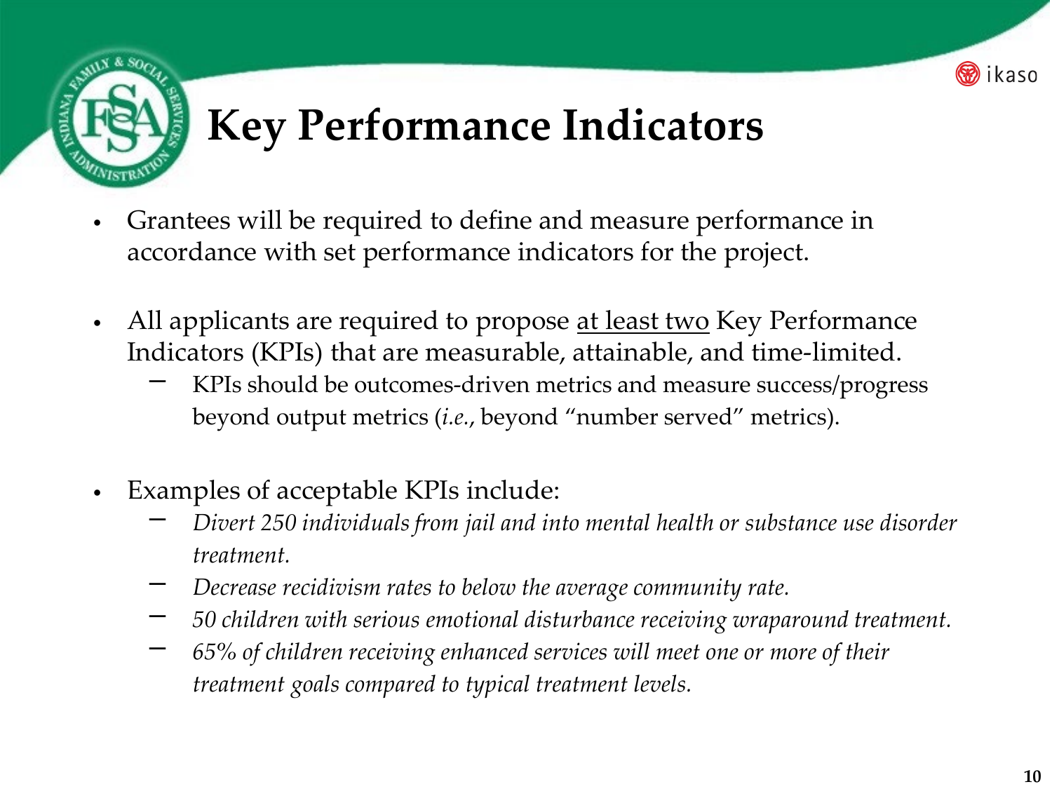# Key Performance Indicators

- Grantees will be required to define and measure performance in accordance with set performance indicators for the project.

- All applicants are required to propose <u>at least two</u> Key Performance Indicators (KPIs) that are measurable, attainable, and time-limited.
  - KPIs should be outcomes-driven metrics and measure success/progress beyond output metrics (*i.e.*, beyond "number served" metrics).

- Examples of acceptable KPIs include:
  - *Divert 250 individuals from jail and into mental health or substance use disorder treatment.*
  - *Decrease recidivism rates to below the average community rate.*
  - *50 children with serious emotional disturbance receiving wraparound treatment.*
  - *65% of children receiving enhanced services will meet one or more of their treatment goals compared to typical treatment levels.*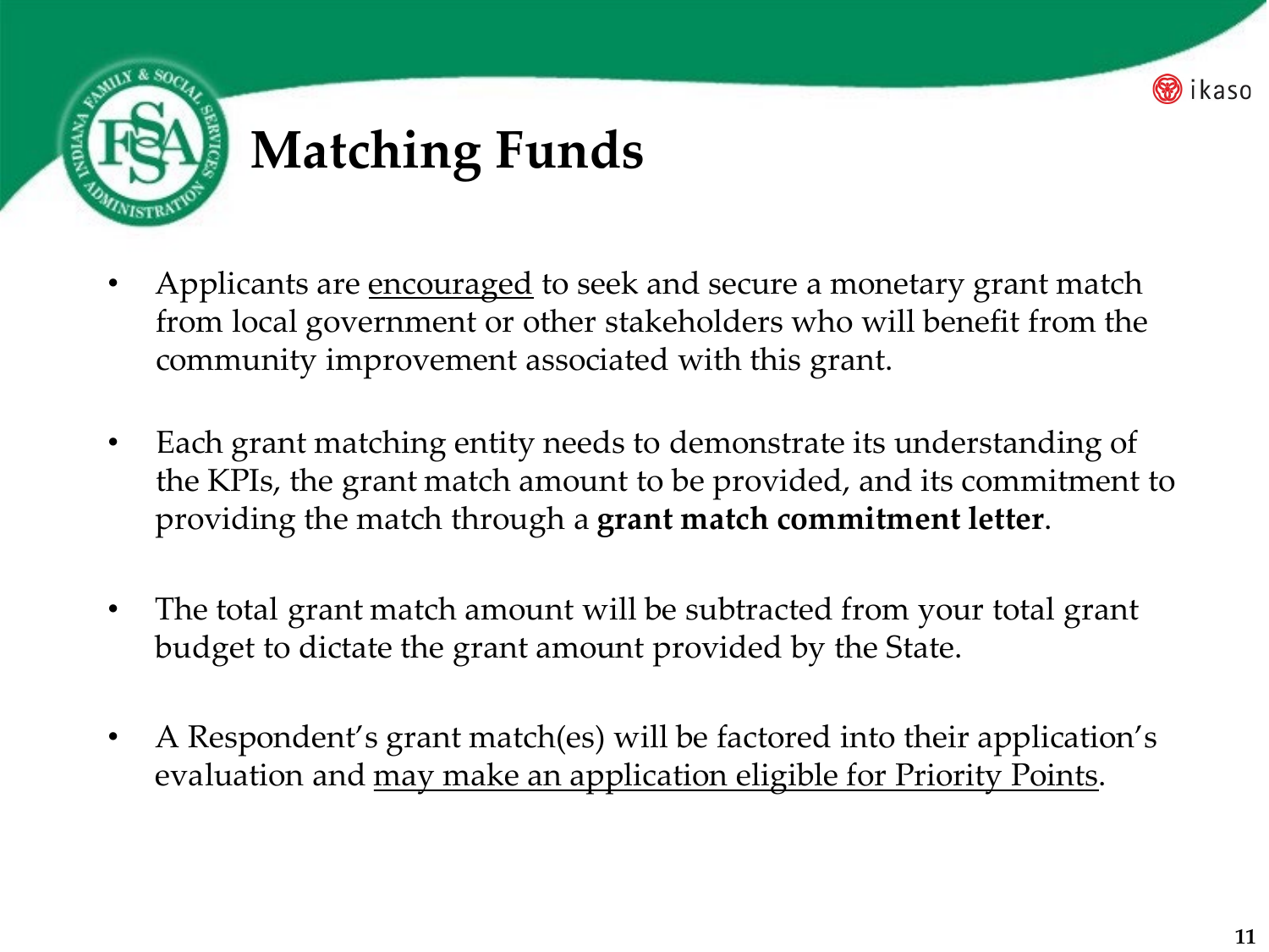# Matching Funds

- Applicants are encouraged to seek and secure a monetary grant match from local government or other stakeholders who will benefit from the community improvement associated with this grant.
- Each grant matching entity needs to demonstrate its understanding of the KPIs, the grant match amount to be provided, and its commitment to providing the match through a **grant match commitment letter**.
- The total grant match amount will be subtracted from your total grant budget to dictate the grant amount provided by the State.
- A Respondent's grant match(es) will be factored into their application's evaluation and may make an application eligible for Priority Points.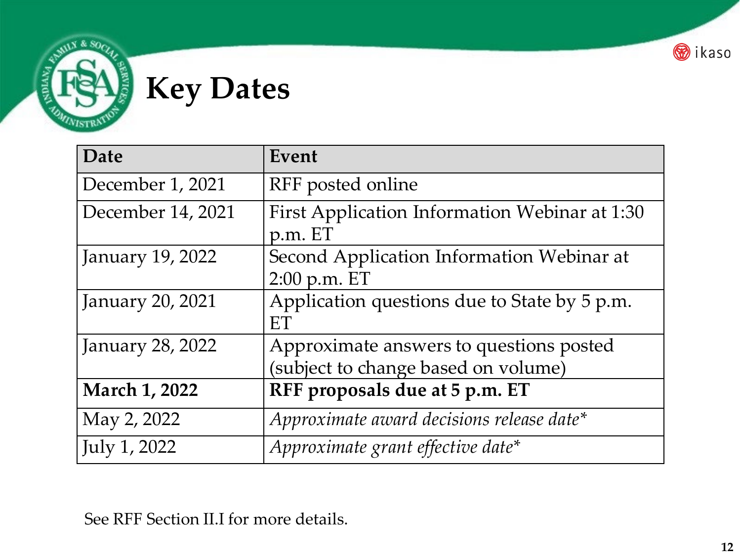# Key Dates

| Date | Event |
|---|---|
| December 1, 2021 | RFF posted online |
| December 14, 2021 | First Application Information Webinar at 1:30 p.m. ET |
| January 19, 2022 | Second Application Information Webinar at 2:00 p.m. ET |
| January 20, 2021 | Application questions due to State by 5 p.m. ET |
| January 28, 2022 | Approximate answers to questions posted (subject to change based on volume) |
| **March 1, 2022** | **RFF proposals due at 5 p.m. ET** |
| May 2, 2022 | *Approximate award decisions release date** |
| July 1, 2022 | *Approximate grant effective date** |

See RFF Section II.I for more details.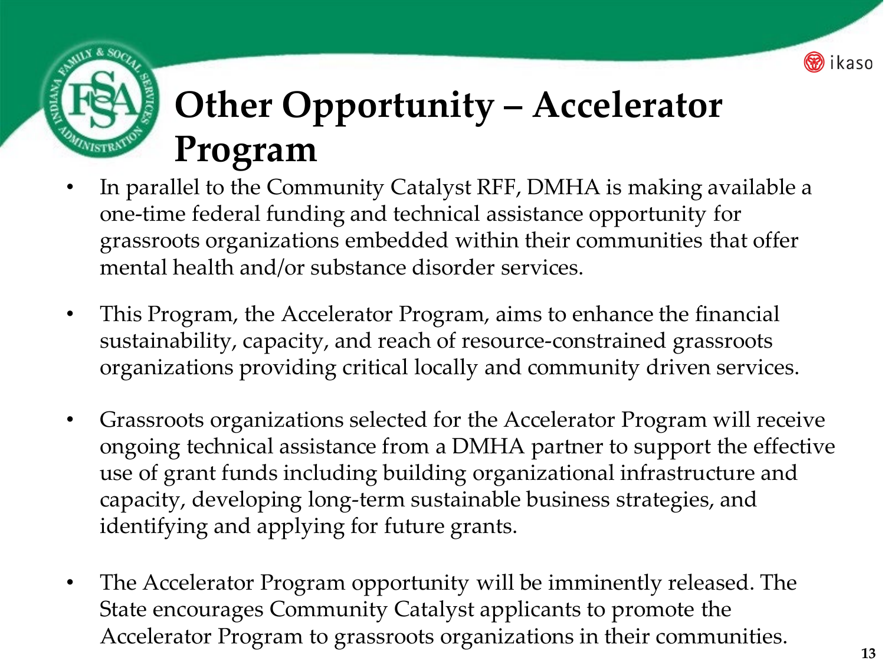# Other Opportunity – Accelerator Program

- In parallel to the Community Catalyst RFF, DMHA is making available a one-time federal funding and technical assistance opportunity for grassroots organizations embedded within their communities that offer mental health and/or substance disorder services.

- This Program, the Accelerator Program, aims to enhance the financial sustainability, capacity, and reach of resource-constrained grassroots organizations providing critical locally and community driven services.

- Grassroots organizations selected for the Accelerator Program will receive ongoing technical assistance from a DMHA partner to support the effective use of grant funds including building organizational infrastructure and capacity, developing long-term sustainable business strategies, and identifying and applying for future grants.

- The Accelerator Program opportunity will be imminently released. The State encourages Community Catalyst applicants to promote the Accelerator Program to grassroots organizations in their communities.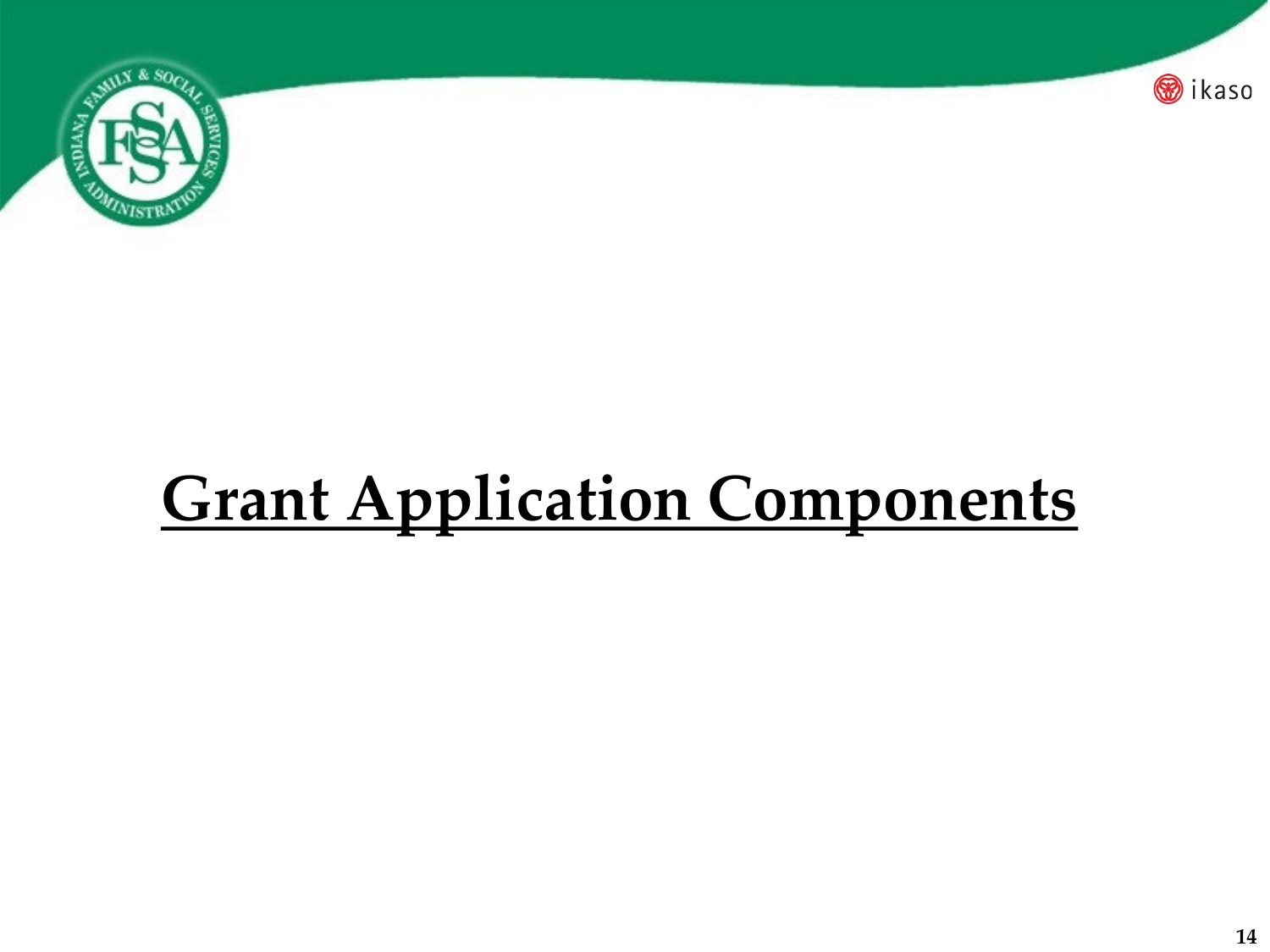# Grant Application Components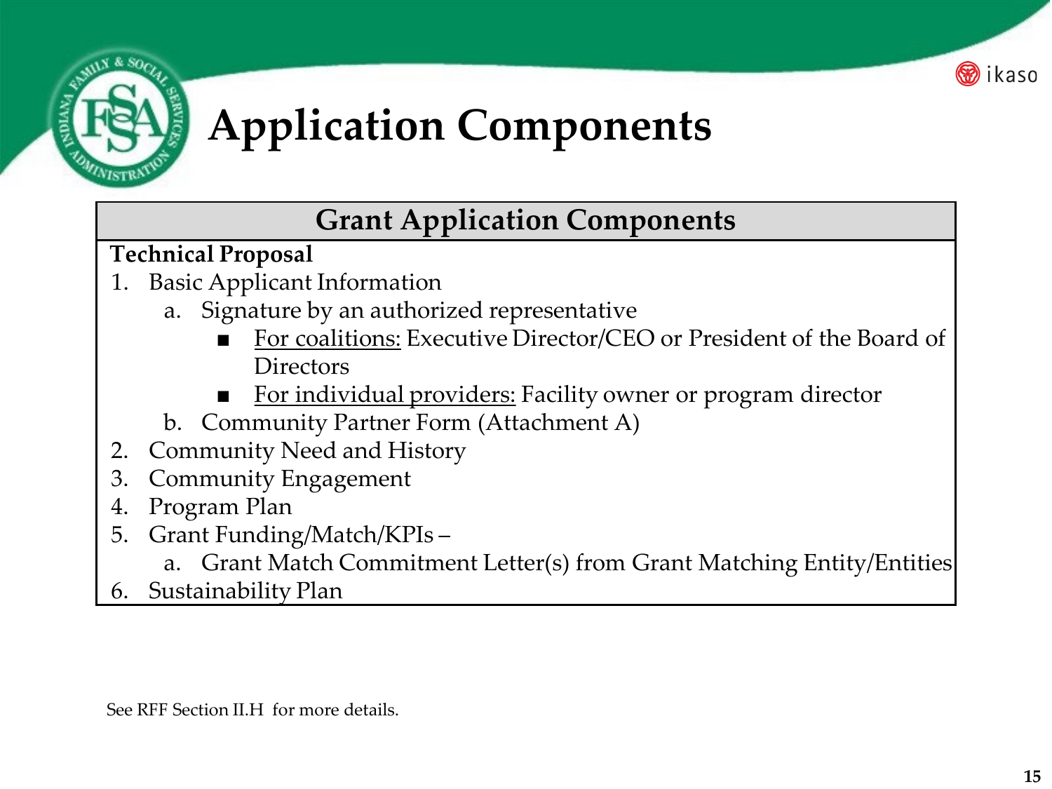# Application Components

## Grant Application Components

**Technical Proposal**

1. Basic Applicant Information
   a. Signature by an authorized representative
      - For coalitions: Executive Director/CEO or President of the Board of Directors
      - For individual providers: Facility owner or program director

   b. Community Partner Form (Attachment A)
2. Community Need and History
3. Community Engagement
4. Program Plan
5. Grant Funding/Match/KPIs –
   a. Grant Match Commitment Letter(s) from Grant Matching Entity/Entities
6. Sustainability Plan

See RFF Section II.H for more details.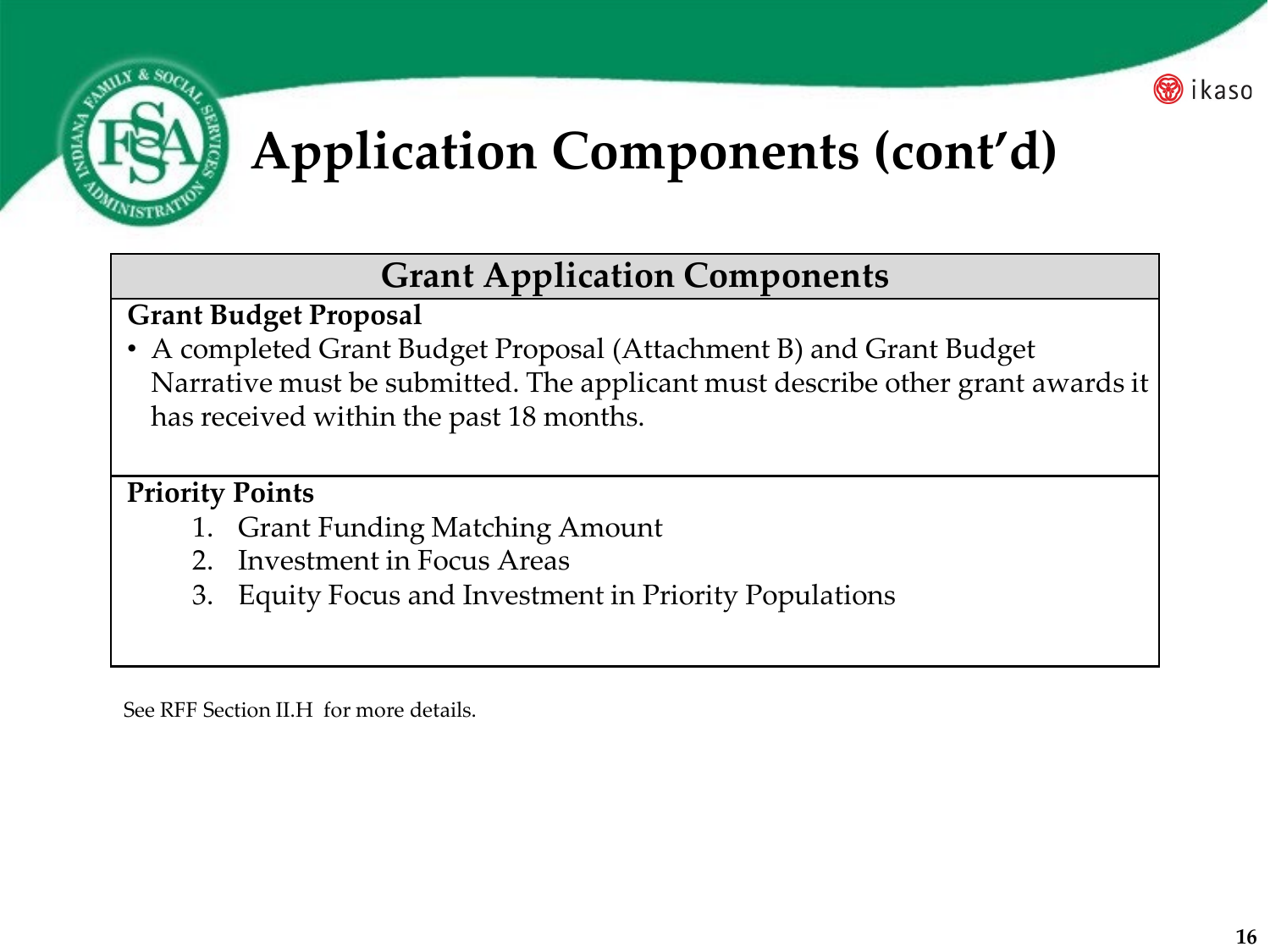# Application Components (cont'd)

| Grant Application Components |
|---|
| **Grant Budget Proposal**<br>• A completed Grant Budget Proposal (Attachment B) and Grant Budget Narrative must be submitted. The applicant must describe other grant awards it has received within the past 18 months. |
| **Priority Points**<br>1. Grant Funding Matching Amount<br>2. Investment in Focus Areas<br>3. Equity Focus and Investment in Priority Populations |

See RFF Section II.H for more details.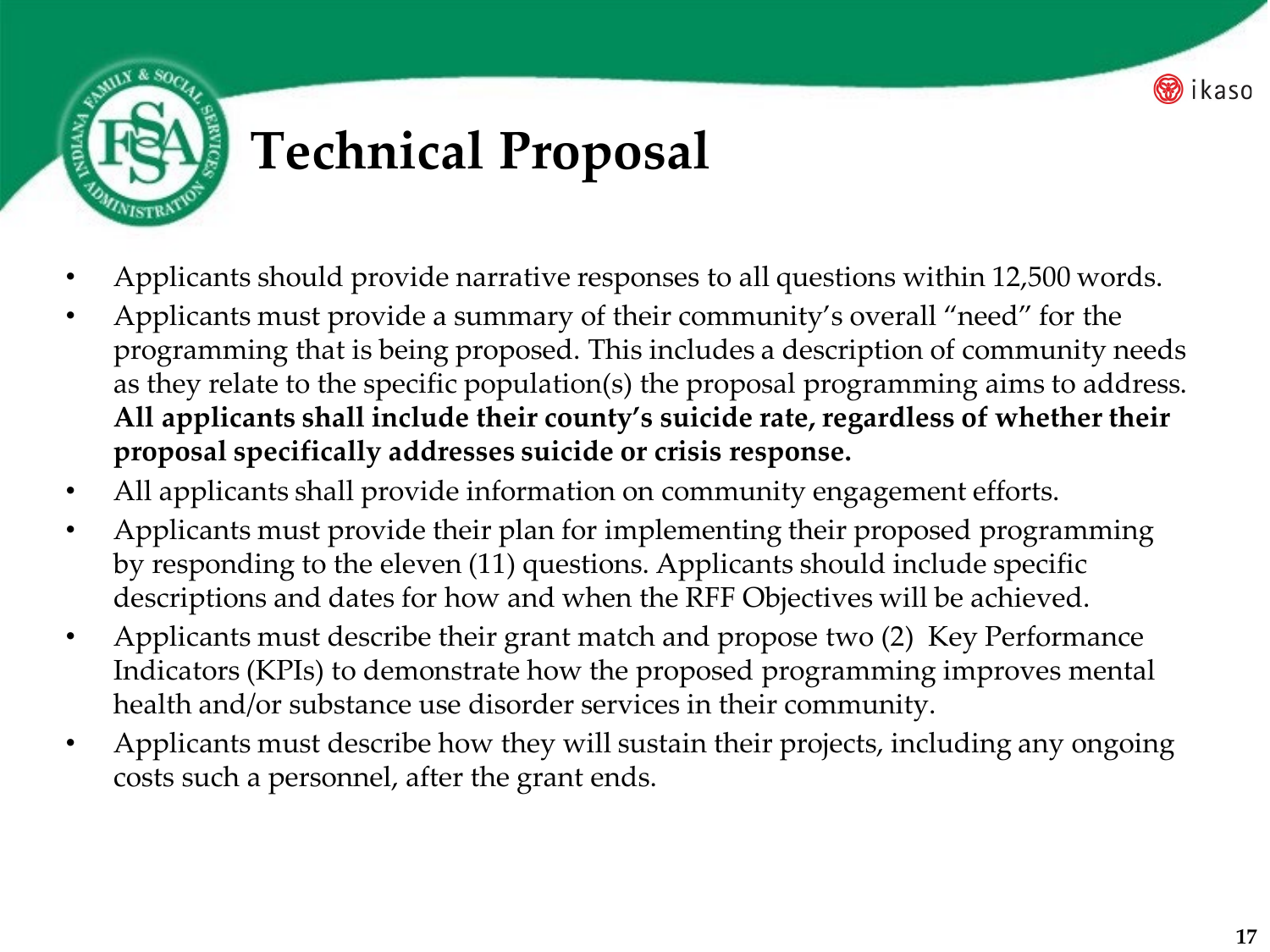# Technical Proposal

- Applicants should provide narrative responses to all questions within 12,500 words.
- Applicants must provide a summary of their community's overall "need" for the programming that is being proposed. This includes a description of community needs as they relate to the specific population(s) the proposal programming aims to address. **All applicants shall include their county's suicide rate, regardless of whether their proposal specifically addresses suicide or crisis response.**
- All applicants shall provide information on community engagement efforts.
- Applicants must provide their plan for implementing their proposed programming by responding to the eleven (11) questions. Applicants should include specific descriptions and dates for how and when the RFF Objectives will be achieved.
- Applicants must describe their grant match and propose two (2) Key Performance Indicators (KPIs) to demonstrate how the proposed programming improves mental health and/or substance use disorder services in their community.
- Applicants must describe how they will sustain their projects, including any ongoing costs such a personnel, after the grant ends.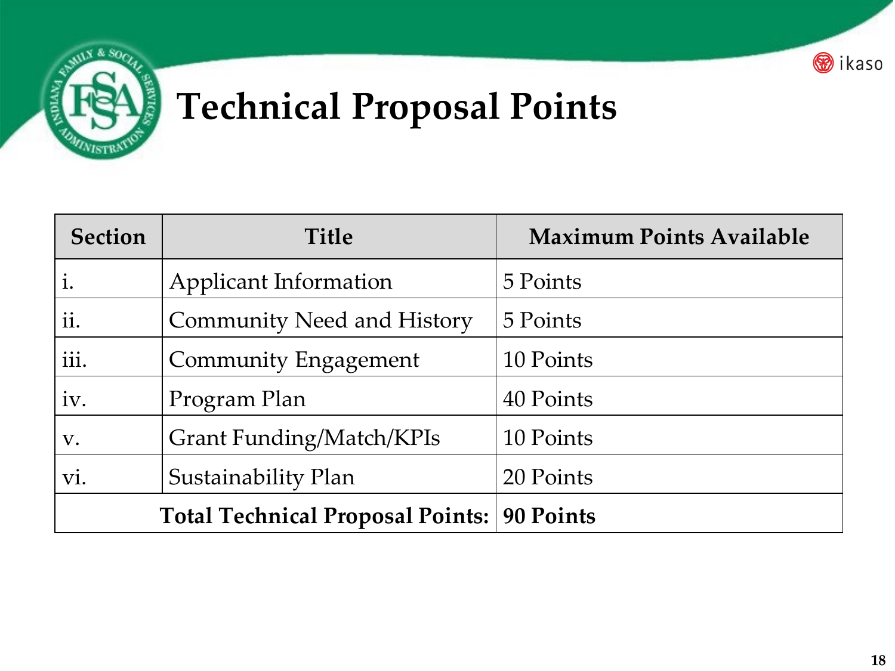# Technical Proposal Points

| Section | Title | Maximum Points Available |
|---|---|---|
| i. | Applicant Information | 5 Points |
| ii. | Community Need and History | 5 Points |
| iii. | Community Engagement | 10 Points |
| iv. | Program Plan | 40 Points |
| v. | Grant Funding/Match/KPIs | 10 Points |
| vi. | Sustainability Plan | 20 Points |
| | **Total Technical Proposal Points:** | **90 Points** |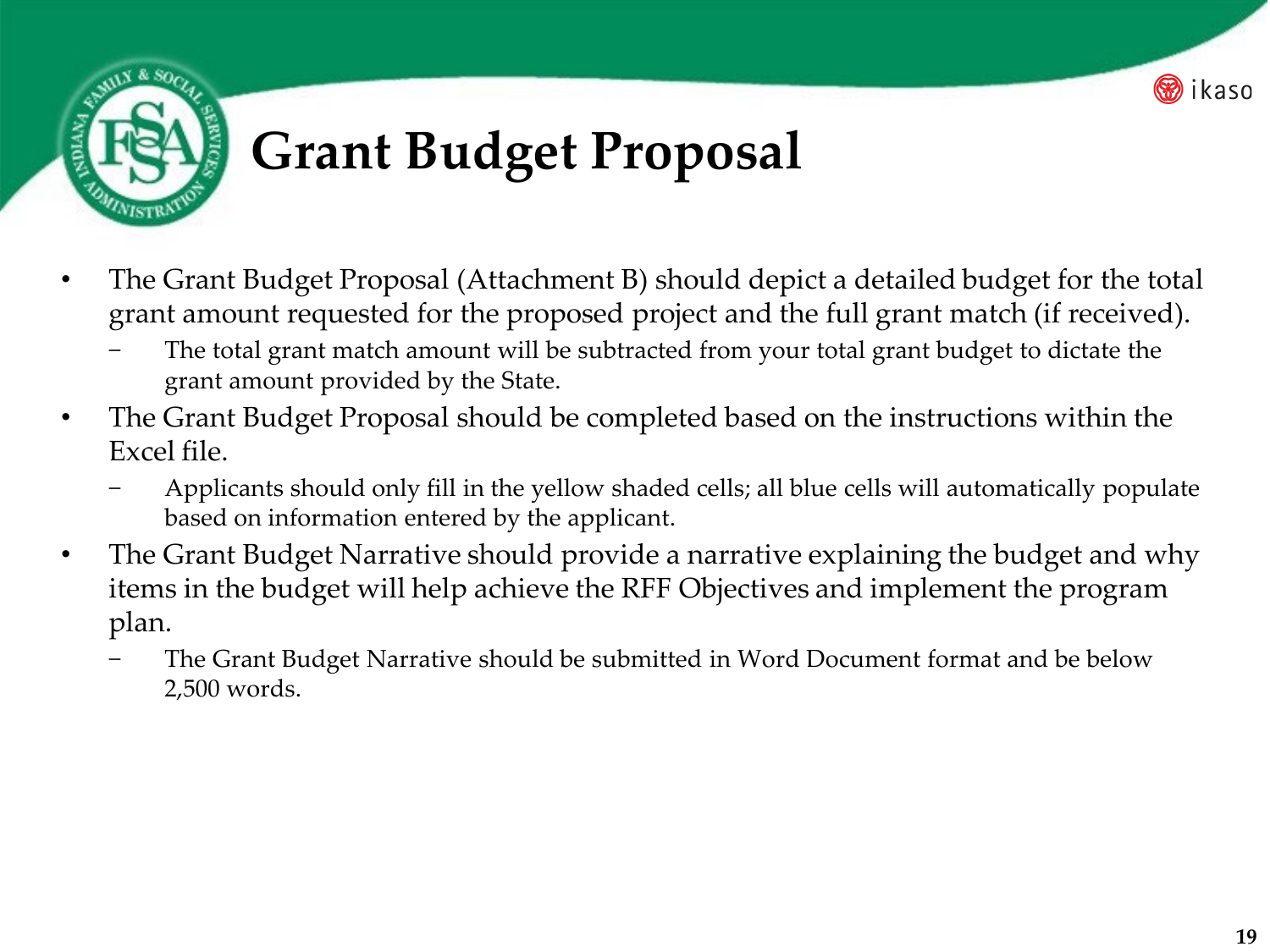# Grant Budget Proposal

- The Grant Budget Proposal (Attachment B) should depict a detailed budget for the total grant amount requested for the proposed project and the full grant match (if received).
  - The total grant match amount will be subtracted from your total grant budget to dictate the grant amount provided by the State.
- The Grant Budget Proposal should be completed based on the instructions within the Excel file.
  - Applicants should only fill in the yellow shaded cells; all blue cells will automatically populate based on information entered by the applicant.
- The Grant Budget Narrative should provide a narrative explaining the budget and why items in the budget will help achieve the RFF Objectives and implement the program plan.
  - The Grant Budget Narrative should be submitted in Word Document format and be below 2,500 words.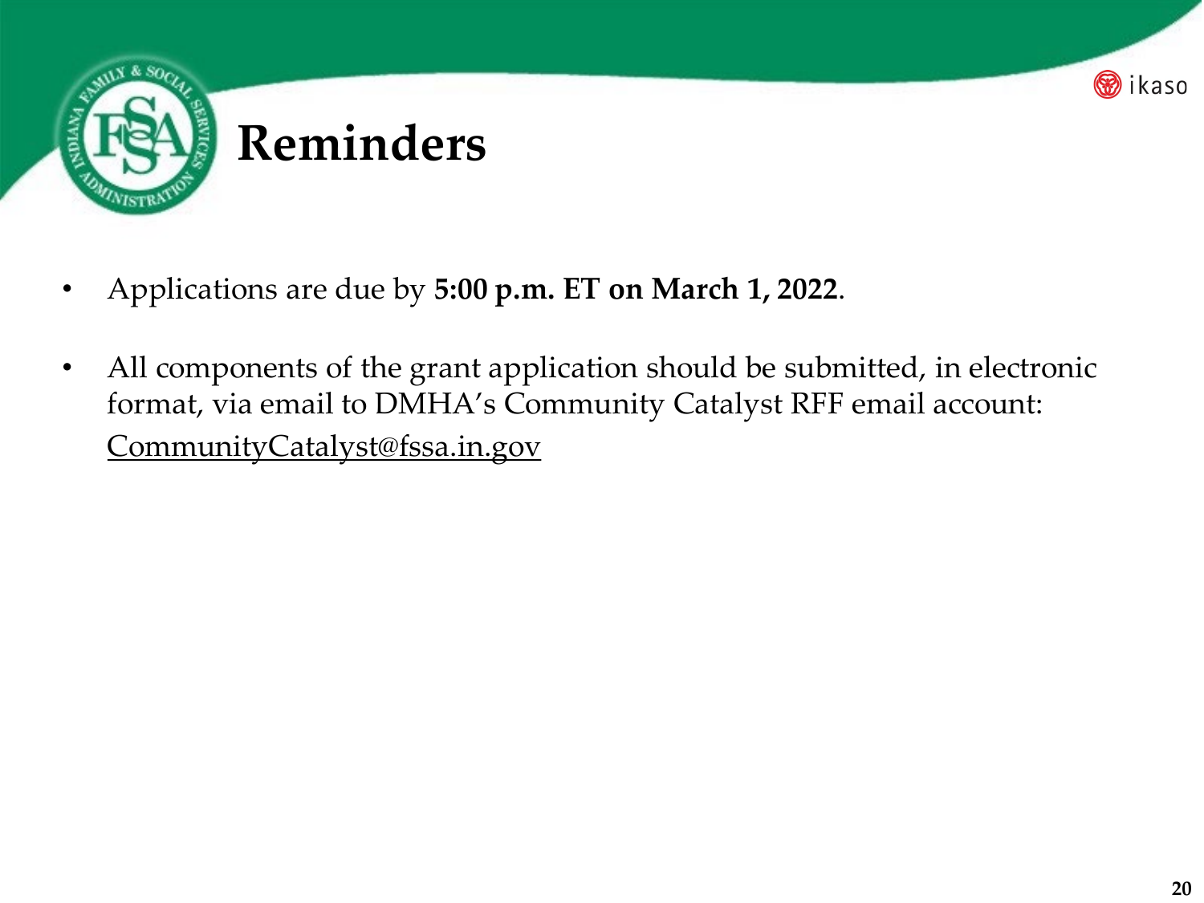# Reminders

- Applications are due by **5:00 p.m. ET on March 1, 2022**.
- All components of the grant application should be submitted, in electronic format, via email to DMHA's Community Catalyst RFF email account: CommunityCatalyst@fssa.in.gov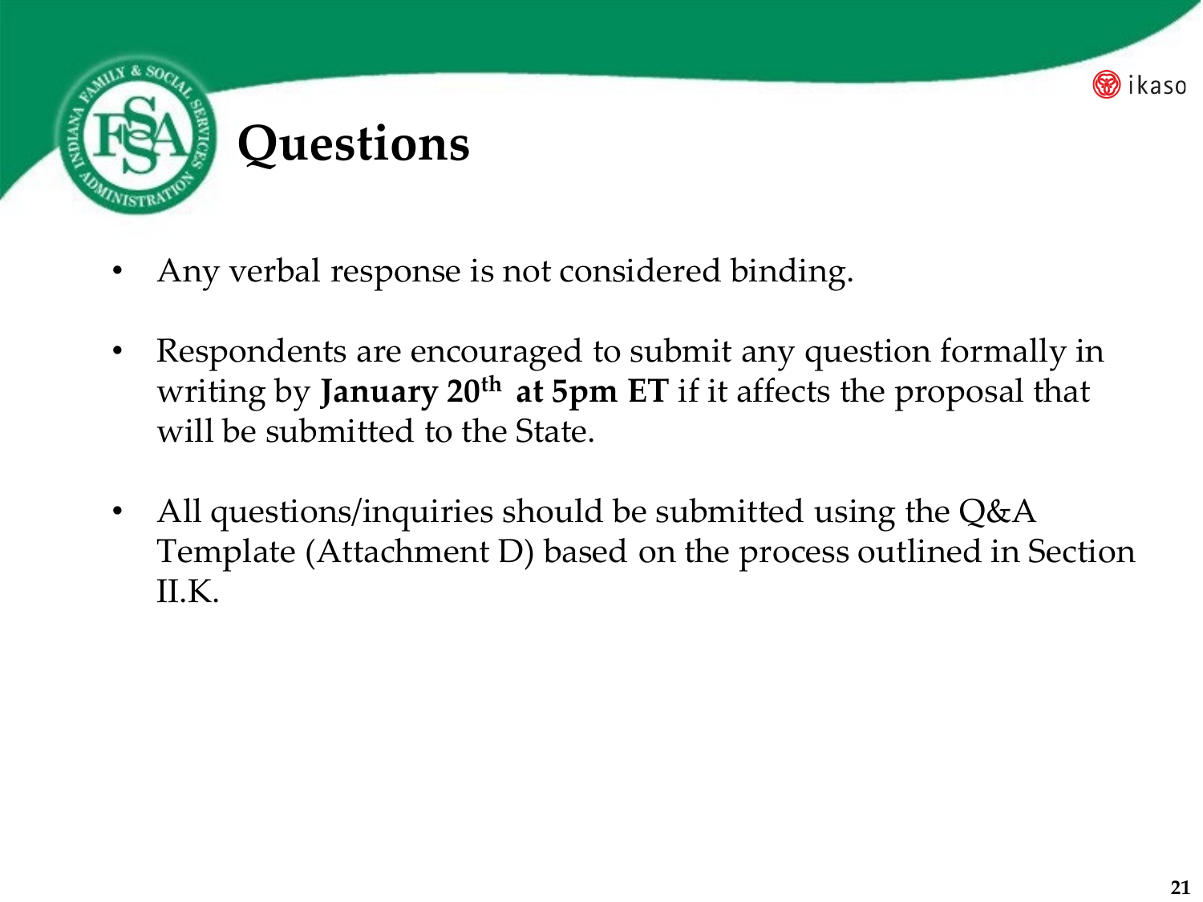# Questions

- Any verbal response is not considered binding.
- Respondents are encouraged to submit any question formally in writing by **January 20th at 5pm ET** if it affects the proposal that will be submitted to the State.
- All questions/inquiries should be submitted using the Q&A Template (Attachment D) based on the process outlined in Section II.K.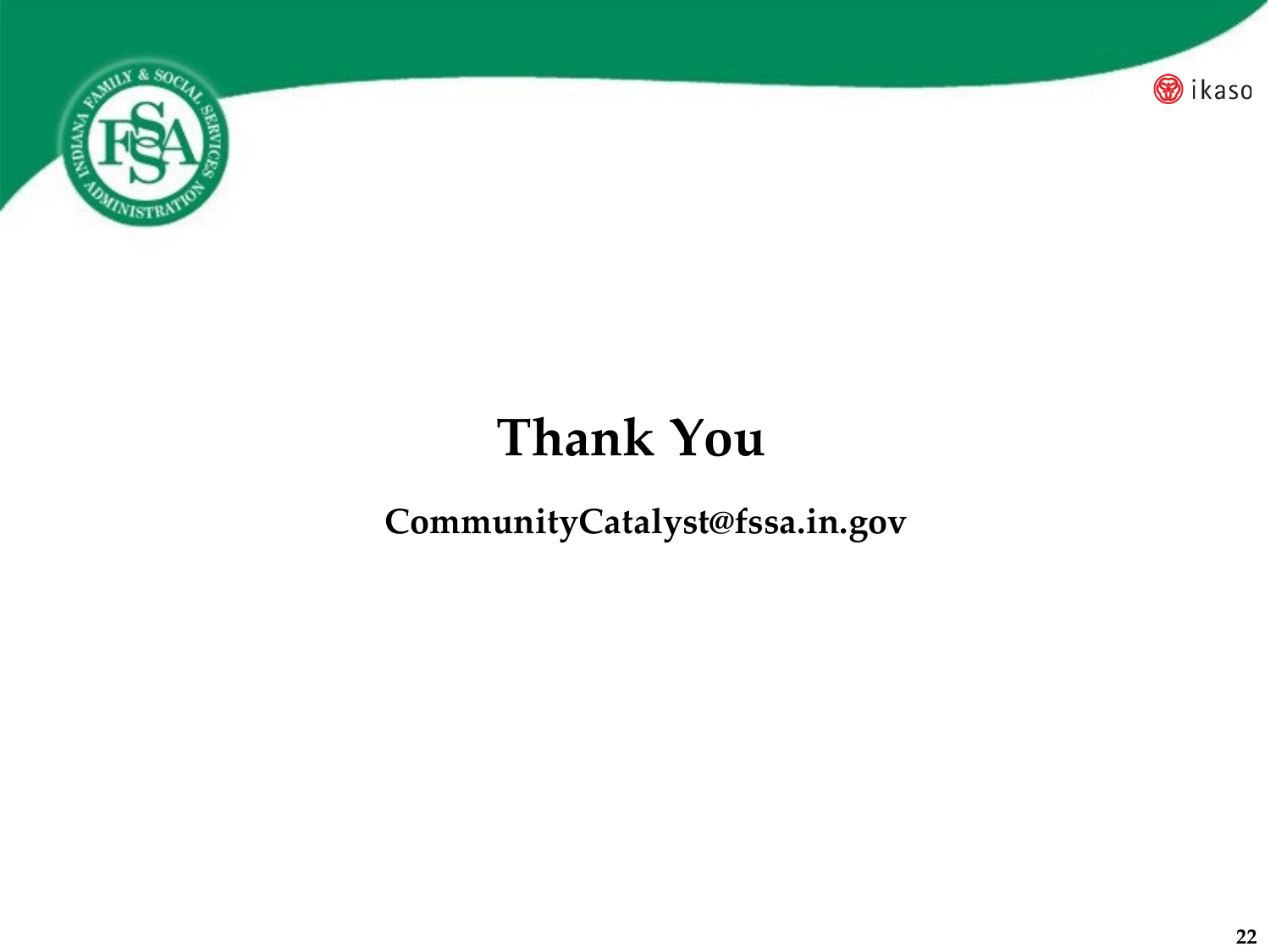# Thank You

**CommunityCatalyst@fssa.in.gov**